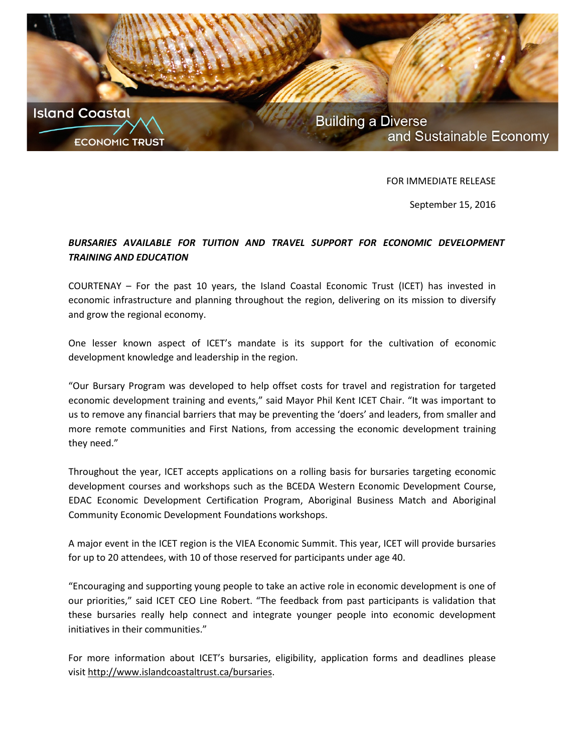Island Coastal ECONOMIC TRUST

Building a Diverse and Sustainable Economy

FOR IMMEDIATE RELEASE

September 15, 2016

***BURSARIES AVAILABLE FOR TUITION AND TRAVEL SUPPORT FOR ECONOMIC DEVELOPMENT TRAINING AND EDUCATION***

COURTENAY – For the past 10 years, the Island Coastal Economic Trust (ICET) has invested in economic infrastructure and planning throughout the region, delivering on its mission to diversify and grow the regional economy.

One lesser known aspect of ICET's mandate is its support for the cultivation of economic development knowledge and leadership in the region.

"Our Bursary Program was developed to help offset costs for travel and registration for targeted economic development training and events," said Mayor Phil Kent ICET Chair. "It was important to us to remove any financial barriers that may be preventing the 'doers' and leaders, from smaller and more remote communities and First Nations, from accessing the economic development training they need."

Throughout the year, ICET accepts applications on a rolling basis for bursaries targeting economic development courses and workshops such as the BCEDA Western Economic Development Course, EDAC Economic Development Certification Program, Aboriginal Business Match and Aboriginal Community Economic Development Foundations workshops.

A major event in the ICET region is the VIEA Economic Summit. This year, ICET will provide bursaries for up to 20 attendees, with 10 of those reserved for participants under age 40.

"Encouraging and supporting young people to take an active role in economic development is one of our priorities," said ICET CEO Line Robert. "The feedback from past participants is validation that these bursaries really help connect and integrate younger people into economic development initiatives in their communities."

For more information about ICET's bursaries, eligibility, application forms and deadlines please visit http://www.islandcoastaltrust.ca/bursaries.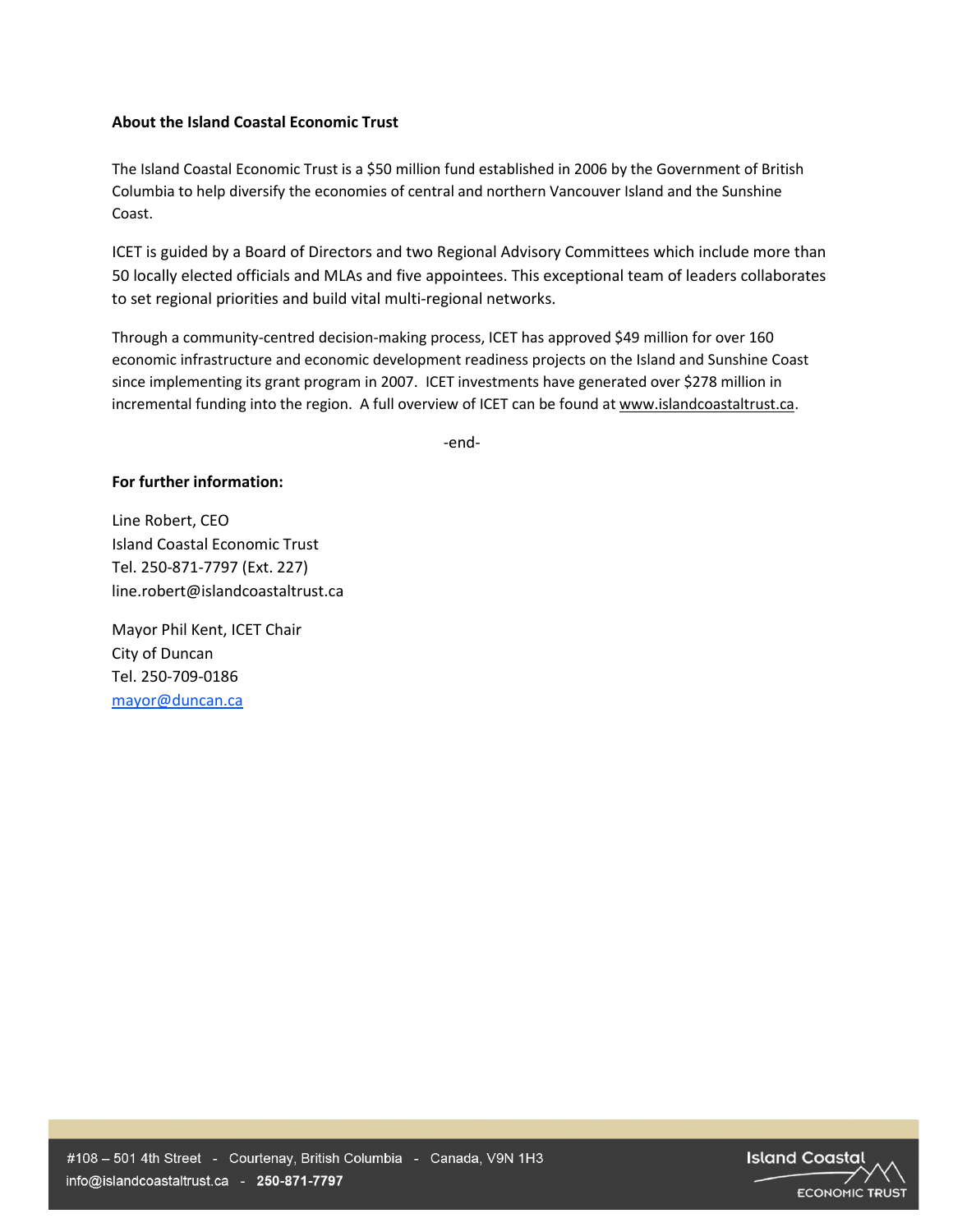**About the Island Coastal Economic Trust**

The Island Coastal Economic Trust is a $50 million fund established in 2006 by the Government of British Columbia to help diversify the economies of central and northern Vancouver Island and the Sunshine Coast.

ICET is guided by a Board of Directors and two Regional Advisory Committees which include more than 50 locally elected officials and MLAs and five appointees. This exceptional team of leaders collaborates to set regional priorities and build vital multi-regional networks.

Through a community-centred decision-making process, ICET has approved $49 million for over 160 economic infrastructure and economic development readiness projects on the Island and Sunshine Coast since implementing its grant program in 2007. ICET investments have generated over $278 million in incremental funding into the region. A full overview of ICET can be found at www.islandcoastaltrust.ca.

-end-

**For further information:**

Line Robert, CEO
Island Coastal Economic Trust
Tel. 250-871-7797 (Ext. 227)
line.robert@islandcoastaltrust.ca

Mayor Phil Kent, ICET Chair
City of Duncan
Tel. 250-709-0186
mayor@duncan.ca